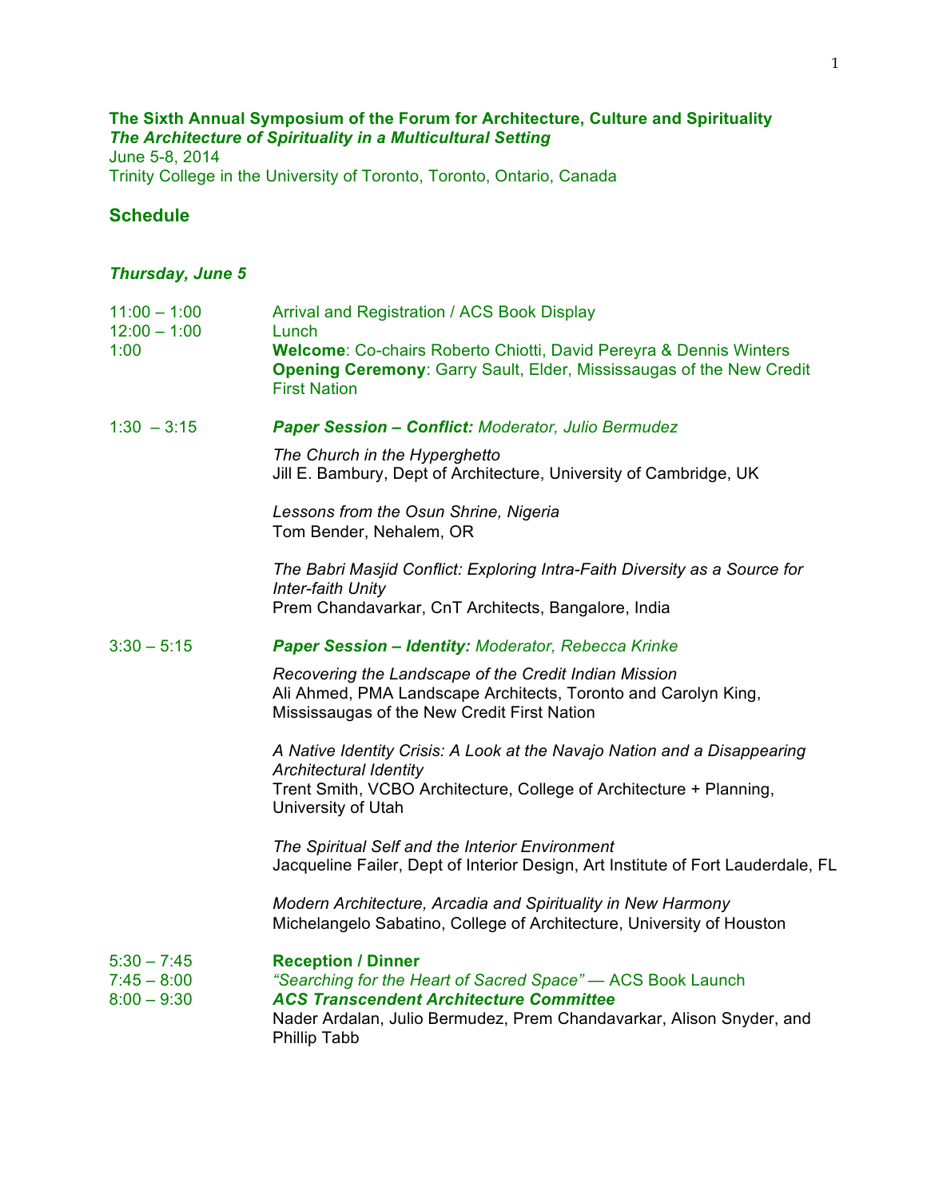**The Sixth Annual Symposium of the Forum for Architecture, Culture and Spirituality**
***The Architecture of Spirituality in a Multicultural Setting***
June 5-8, 2014
Trinity College in the University of Toronto, Toronto, Ontario, Canada

## Schedule

### *Thursday, June 5*

11:00 – 1:00 Arrival and Registration / ACS Book Display
12:00 – 1:00 Lunch
1:00 **Welcome**: Co-chairs Roberto Chiotti, David Pereyra & Dennis Winters
**Opening Ceremony**: Garry Sault, Elder, Mississaugas of the New Credit First Nation

1:30 – 3:15 ***Paper Session – Conflict:*** *Moderator, Julio Bermudez*

*The Church in the Hyperghetto*
Jill E. Bambury, Dept of Architecture, University of Cambridge, UK

*Lessons from the Osun Shrine, Nigeria*
Tom Bender, Nehalem, OR

*The Babri Masjid Conflict: Exploring Intra-Faith Diversity as a Source for Inter-faith Unity*
Prem Chandavarkar, CnT Architects, Bangalore, India

3:30 – 5:15 ***Paper Session – Identity:*** *Moderator, Rebecca Krinke*

*Recovering the Landscape of the Credit Indian Mission*
Ali Ahmed, PMA Landscape Architects, Toronto and Carolyn King, Mississaugas of the New Credit First Nation

*A Native Identity Crisis: A Look at the Navajo Nation and a Disappearing Architectural Identity*
Trent Smith, VCBO Architecture, College of Architecture + Planning, University of Utah

*The Spiritual Self and the Interior Environment*
Jacqueline Failer, Dept of Interior Design, Art Institute of Fort Lauderdale, FL

*Modern Architecture, Arcadia and Spirituality in New Harmony*
Michelangelo Sabatino, College of Architecture, University of Houston

5:30 – 7:45 **Reception / Dinner**
7:45 – 8:00 *"Searching for the Heart of Sacred Space"* — ACS Book Launch
8:00 – 9:30 ***ACS Transcendent Architecture Committee***
Nader Ardalan, Julio Bermudez, Prem Chandavarkar, Alison Snyder, and Phillip Tabb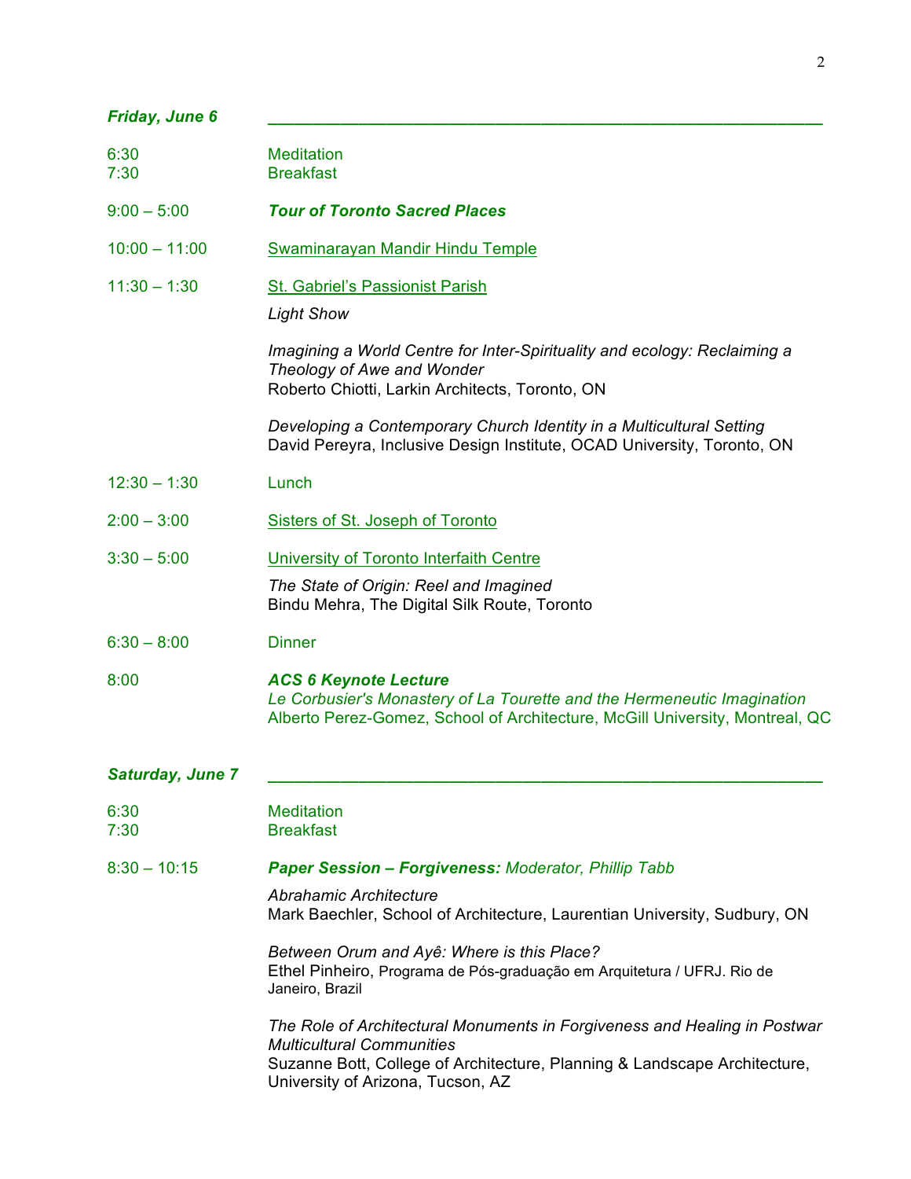### *Friday, June 6*

| | |
|---|---|
| 6:30 | Meditation |
| 7:30 | Breakfast |
| 9:00 – 5:00 | ***Tour of Toronto Sacred Places*** |
| 10:00 – 11:00 | Swaminarayan Mandir Hindu Temple |
| 11:30 – 1:30 | St. Gabriel's Passionist Parish<br>*Light Show*<br>*Imagining a World Centre for Inter-Spirituality and ecology: Reclaiming a Theology of Awe and Wonder*<br>Roberto Chiotti, Larkin Architects, Toronto, ON<br>*Developing a Contemporary Church Identity in a Multicultural Setting*<br>David Pereyra, Inclusive Design Institute, OCAD University, Toronto, ON |
| 12:30 – 1:30 | Lunch |
| 2:00 – 3:00 | Sisters of St. Joseph of Toronto |
| 3:30 – 5:00 | University of Toronto Interfaith Centre<br>*The State of Origin: Reel and Imagined*<br>Bindu Mehra, The Digital Silk Route, Toronto |
| 6:30 – 8:00 | Dinner |
| 8:00 | ***ACS 6 Keynote Lecture***<br>*Le Corbusier's Monastery of La Tourette and the Hermeneutic Imagination*<br>Alberto Perez-Gomez, School of Architecture, McGill University, Montreal, QC |

### *Saturday, June 7*

| | |
|---|---|
| 6:30 | Meditation |
| 7:30 | Breakfast |
| 8:30 – 10:15 | ***Paper Session – Forgiveness:*** *Moderator, Phillip Tabb*<br>*Abrahamic Architecture*<br>Mark Baechler, School of Architecture, Laurentian University, Sudbury, ON<br>*Between Orum and Ayê: Where is this Place?*<br>Ethel Pinheiro, Programa de Pós-graduação em Arquitetura / UFRJ. Rio de Janeiro, Brazil<br>*The Role of Architectural Monuments in Forgiveness and Healing in Postwar Multicultural Communities*<br>Suzanne Bott, College of Architecture, Planning & Landscape Architecture, University of Arizona, Tucson, AZ |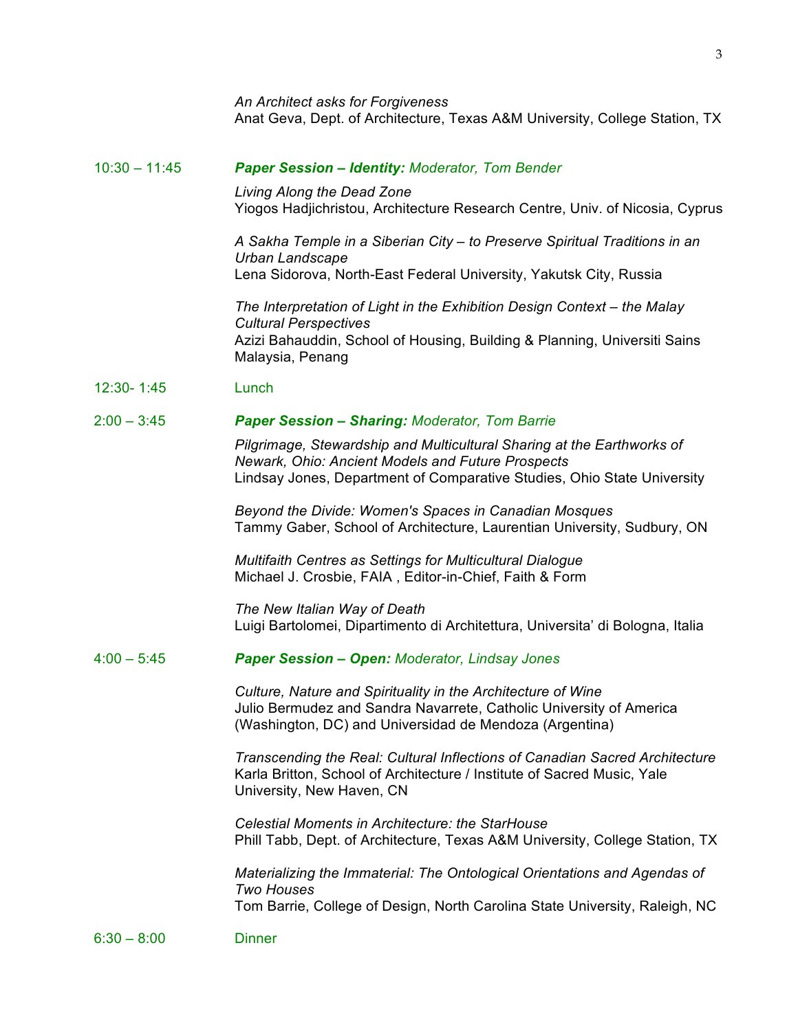*An Architect asks for Forgiveness*
Anat Geva, Dept. of Architecture, Texas A&M University, College Station, TX

10:30 – 11:45 ***Paper Session – Identity:*** *Moderator, Tom Bender*

*Living Along the Dead Zone*
Yiogos Hadjichristou, Architecture Research Centre, Univ. of Nicosia, Cyprus

*A Sakha Temple in a Siberian City – to Preserve Spiritual Traditions in an Urban Landscape*
Lena Sidorova, North-East Federal University, Yakutsk City, Russia

*The Interpretation of Light in the Exhibition Design Context – the Malay Cultural Perspectives*
Azizi Bahauddin, School of Housing, Building & Planning, Universiti Sains Malaysia, Penang

12:30- 1:45 Lunch

2:00 – 3:45 ***Paper Session – Sharing:*** *Moderator, Tom Barrie*

*Pilgrimage, Stewardship and Multicultural Sharing at the Earthworks of Newark, Ohio: Ancient Models and Future Prospects*
Lindsay Jones, Department of Comparative Studies, Ohio State University

*Beyond the Divide: Women's Spaces in Canadian Mosques*
Tammy Gaber, School of Architecture, Laurentian University, Sudbury, ON

*Multifaith Centres as Settings for Multicultural Dialogue*
Michael J. Crosbie, FAIA , Editor-in-Chief, Faith & Form

*The New Italian Way of Death*
Luigi Bartolomei, Dipartimento di Architettura, Universita' di Bologna, Italia

4:00 – 5:45 ***Paper Session – Open:*** *Moderator, Lindsay Jones*

*Culture, Nature and Spirituality in the Architecture of Wine*
Julio Bermudez and Sandra Navarrete, Catholic University of America (Washington, DC) and Universidad de Mendoza (Argentina)

*Transcending the Real: Cultural Inflections of Canadian Sacred Architecture*
Karla Britton, School of Architecture / Institute of Sacred Music, Yale University, New Haven, CN

*Celestial Moments in Architecture: the StarHouse*
Phill Tabb, Dept. of Architecture, Texas A&M University, College Station, TX

*Materializing the Immaterial: The Ontological Orientations and Agendas of Two Houses*
Tom Barrie, College of Design, North Carolina State University, Raleigh, NC

6:30 – 8:00 Dinner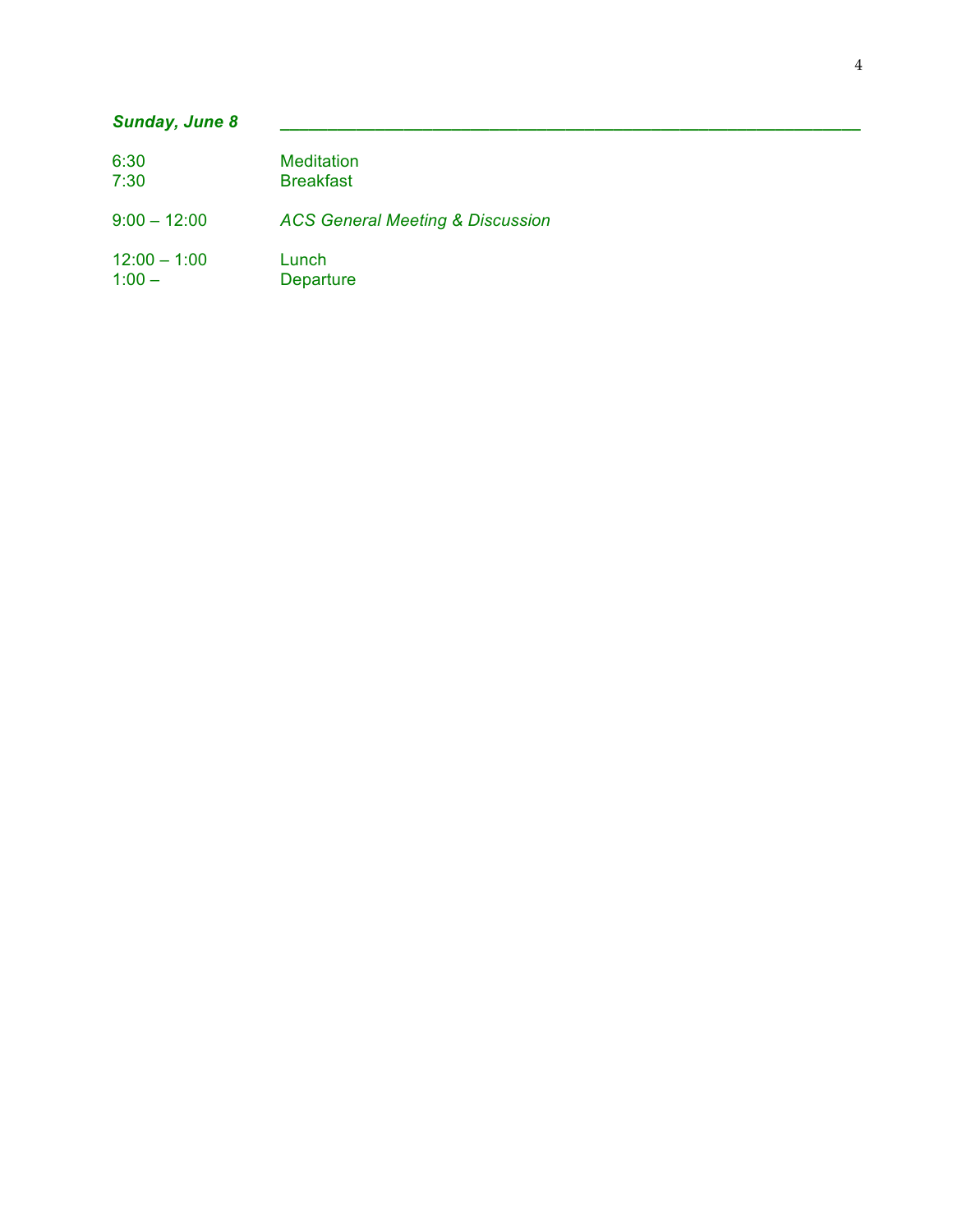### ***Sunday, June 8***

| | |
|---|---|
| 6:30 | Meditation |
| 7:30 | Breakfast |
| 9:00 – 12:00 | *ACS General Meeting & Discussion* |
| 12:00 – 1:00 | Lunch |
| 1:00 – | Departure |